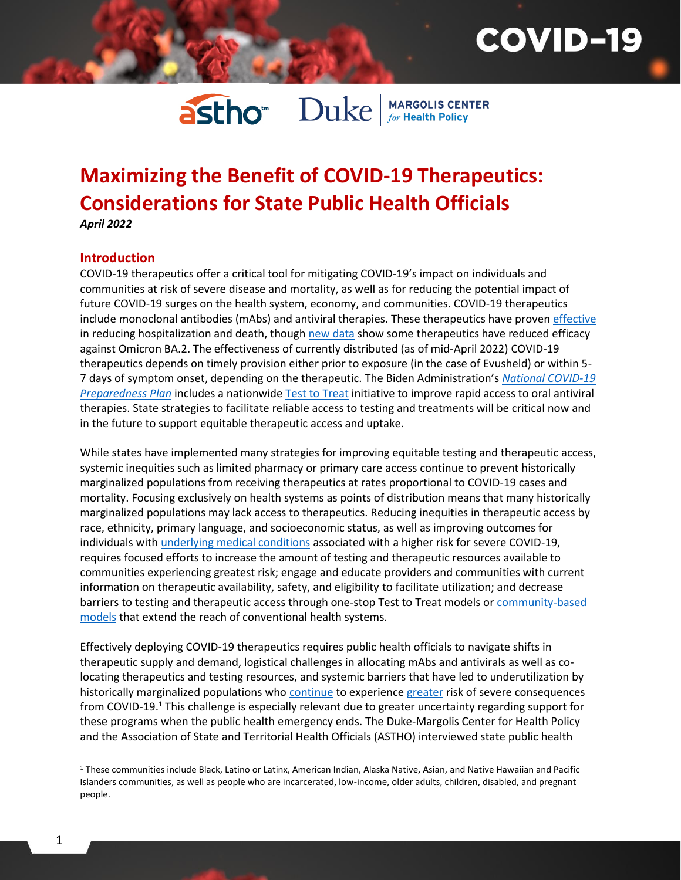# Maximizing the Benefit of COVID-19 Therapeutics: Considerations for State Public Health Officials

*April 2022*

## Introduction

COVID-19 therapeutics offer a critical tool for mitigating COVID-19's impact on individuals and communities at risk of severe disease and mortality, as well as for reducing the potential impact of future COVID-19 surges on the health system, economy, and communities. COVID-19 therapeutics include monoclonal antibodies (mAbs) and antiviral therapies. These therapeutics have proven effective in reducing hospitalization and death, though new data show some therapeutics have reduced efficacy against Omicron BA.2. The effectiveness of currently distributed (as of mid-April 2022) COVID-19 therapeutics depends on timely provision either prior to exposure (in the case of Evusheld) or within 5-7 days of symptom onset, depending on the therapeutic. The Biden Administration's *National COVID-19 Preparedness Plan* includes a nationwide Test to Treat initiative to improve rapid access to oral antiviral therapies. State strategies to facilitate reliable access to testing and treatments will be critical now and in the future to support equitable therapeutic access and uptake.

While states have implemented many strategies for improving equitable testing and therapeutic access, systemic inequities such as limited pharmacy or primary care access continue to prevent historically marginalized populations from receiving therapeutics at rates proportional to COVID-19 cases and mortality. Focusing exclusively on health systems as points of distribution means that many historically marginalized populations may lack access to therapeutics. Reducing inequities in therapeutic access by race, ethnicity, primary language, and socioeconomic status, as well as improving outcomes for individuals with underlying medical conditions associated with a higher risk for severe COVID-19, requires focused efforts to increase the amount of testing and therapeutic resources available to communities experiencing greatest risk; engage and educate providers and communities with current information on therapeutic availability, safety, and eligibility to facilitate utilization; and decrease barriers to testing and therapeutic access through one-stop Test to Treat models or community-based models that extend the reach of conventional health systems.

Effectively deploying COVID-19 therapeutics requires public health officials to navigate shifts in therapeutic supply and demand, logistical challenges in allocating mAbs and antivirals as well as co-locating therapeutics and testing resources, and systemic barriers that have led to underutilization by historically marginalized populations who continue to experience greater risk of severe consequences from COVID-19.[1] This challenge is especially relevant due to greater uncertainty regarding support for these programs when the public health emergency ends. The Duke-Margolis Center for Health Policy and the Association of State and Territorial Health Officials (ASTHO) interviewed state public health

[1] These communities include Black, Latino or Latinx, American Indian, Alaska Native, Asian, and Native Hawaiian and Pacific Islanders communities, as well as people who are incarcerated, low-income, older adults, children, disabled, and pregnant people.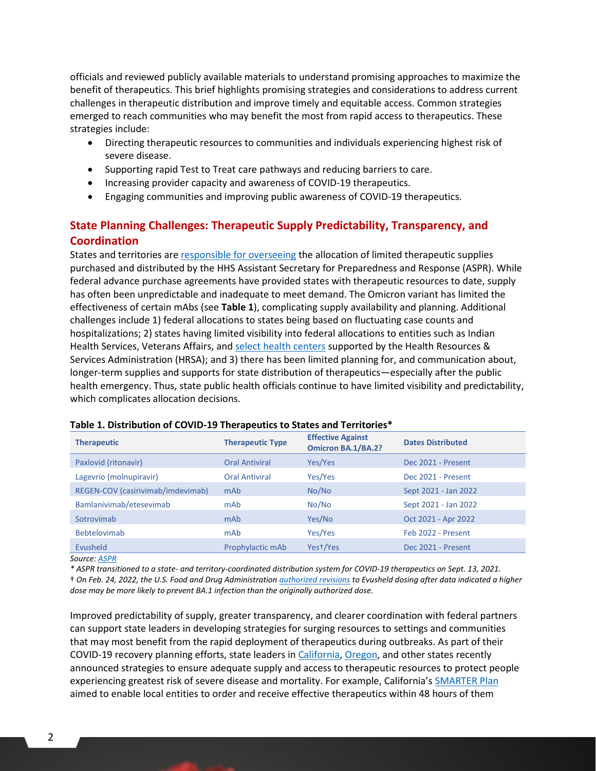officials and reviewed publicly available materials to understand promising approaches to maximize the benefit of therapeutics. This brief highlights promising strategies and considerations to address current challenges in therapeutic distribution and improve timely and equitable access. Common strategies emerged to reach communities who may benefit the most from rapid access to therapeutics. These strategies include:

- Directing therapeutic resources to communities and individuals experiencing highest risk of severe disease.
- Supporting rapid Test to Treat care pathways and reducing barriers to care.
- Increasing provider capacity and awareness of COVID-19 therapeutics.
- Engaging communities and improving public awareness of COVID-19 therapeutics.

## State Planning Challenges: Therapeutic Supply Predictability, Transparency, and Coordination

States and territories are responsible for overseeing the allocation of limited therapeutic supplies purchased and distributed by the HHS Assistant Secretary for Preparedness and Response (ASPR). While federal advance purchase agreements have provided states with therapeutic resources to date, supply has often been unpredictable and inadequate to meet demand. The Omicron variant has limited the effectiveness of certain mAbs (see **Table 1**), complicating supply availability and planning. Additional challenges include 1) federal allocations to states being based on fluctuating case counts and hospitalizations; 2) states having limited visibility into federal allocations to entities such as Indian Health Services, Veterans Affairs, and select health centers supported by the Health Resources & Services Administration (HRSA); and 3) there has been limited planning for, and communication about, longer-term supplies and supports for state distribution of therapeutics—especially after the public health emergency. Thus, state public health officials continue to have limited visibility and predictability, which complicates allocation decisions.

**Table 1. Distribution of COVID-19 Therapeutics to States and Territories***

| Therapeutic | Therapeutic Type | Effective Against Omicron BA.1/BA.2? | Dates Distributed |
|---|---|---|---|
| Paxlovid (ritonavir) | Oral Antiviral | Yes/Yes | Dec 2021 - Present |
| Lagevrio (molnupiravir) | Oral Antiviral | Yes/Yes | Dec 2021 - Present |
| REGEN-COV (casirivimab/imdevimab) | mAb | No/No | Sept 2021 - Jan 2022 |
| Bamlanivimab/etesevimab | mAb | No/No | Sept 2021 - Jan 2022 |
| Sotrovimab | mAb | Yes/No | Oct 2021 - Apr 2022 |
| Bebtelovimab | mAb | Yes/Yes | Feb 2022 - Present |
| Evusheld | Prophylactic mAb | Yes†/Yes | Dec 2021 - Present |

*Source: ASPR*

*\* ASPR transitioned to a state- and territory-coordinated distribution system for COVID-19 therapeutics on Sept. 13, 2021.*

*† On Feb. 24, 2022, the U.S. Food and Drug Administration authorized revisions to Evusheld dosing after data indicated a higher dose may be more likely to prevent BA.1 infection than the originally authorized dose.*

Improved predictability of supply, greater transparency, and clearer coordination with federal partners can support state leaders in developing strategies for surging resources to settings and communities that may most benefit from the rapid deployment of therapeutics during outbreaks. As part of their COVID-19 recovery planning efforts, state leaders in California, Oregon, and other states recently announced strategies to ensure adequate supply and access to therapeutic resources to protect people experiencing greatest risk of severe disease and mortality. For example, California's SMARTER Plan aimed to enable local entities to order and receive effective therapeutics within 48 hours of them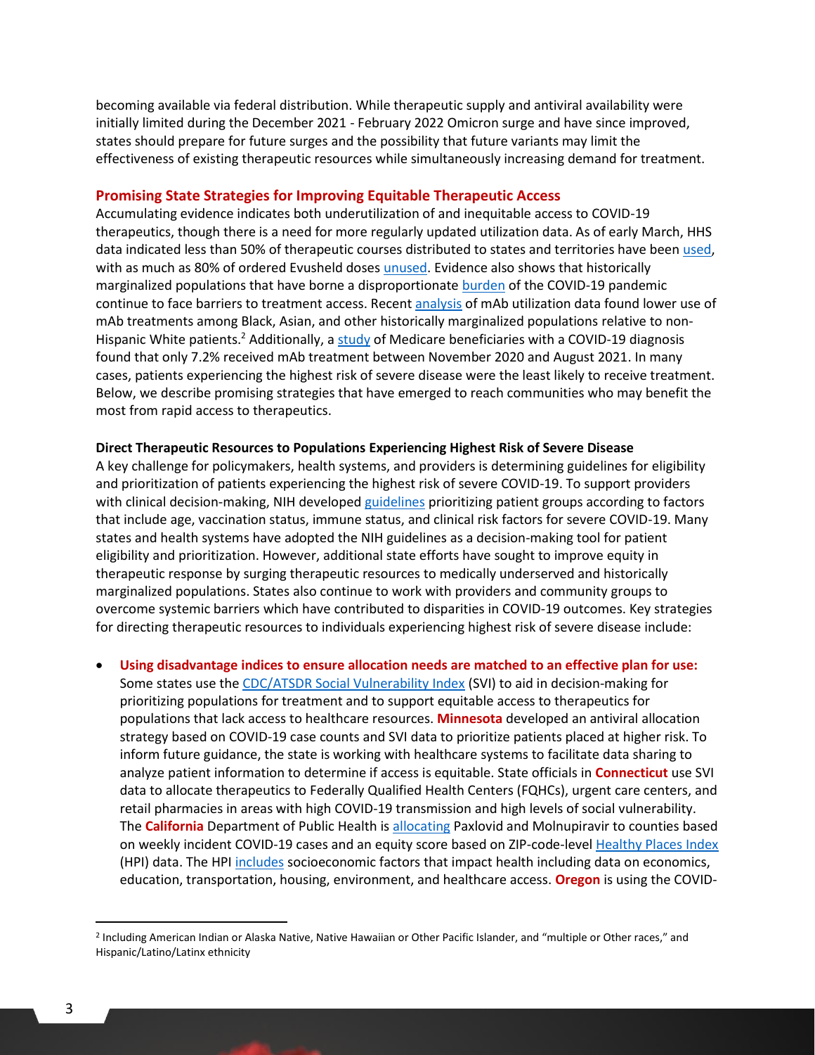becoming available via federal distribution. While therapeutic supply and antiviral availability were initially limited during the December 2021 - February 2022 Omicron surge and have since improved, states should prepare for future surges and the possibility that future variants may limit the effectiveness of existing therapeutic resources while simultaneously increasing demand for treatment.

## Promising State Strategies for Improving Equitable Therapeutic Access

Accumulating evidence indicates both underutilization of and inequitable access to COVID-19 therapeutics, though there is a need for more regularly updated utilization data. As of early March, HHS data indicated less than 50% of therapeutic courses distributed to states and territories have been used, with as much as 80% of ordered Evusheld doses unused. Evidence also shows that historically marginalized populations that have borne a disproportionate burden of the COVID-19 pandemic continue to face barriers to treatment access. Recent analysis of mAb utilization data found lower use of mAb treatments among Black, Asian, and other historically marginalized populations relative to non-Hispanic White patients.[2] Additionally, a study of Medicare beneficiaries with a COVID-19 diagnosis found that only 7.2% received mAb treatment between November 2020 and August 2021. In many cases, patients experiencing the highest risk of severe disease were the least likely to receive treatment. Below, we describe promising strategies that have emerged to reach communities who may benefit the most from rapid access to therapeutics.

### Direct Therapeutic Resources to Populations Experiencing Highest Risk of Severe Disease

A key challenge for policymakers, health systems, and providers is determining guidelines for eligibility and prioritization of patients experiencing the highest risk of severe COVID-19. To support providers with clinical decision-making, NIH developed guidelines prioritizing patient groups according to factors that include age, vaccination status, immune status, and clinical risk factors for severe COVID-19. Many states and health systems have adopted the NIH guidelines as a decision-making tool for patient eligibility and prioritization. However, additional state efforts have sought to improve equity in therapeutic response by surging therapeutic resources to medically underserved and historically marginalized populations. States also continue to work with providers and community groups to overcome systemic barriers which have contributed to disparities in COVID-19 outcomes. Key strategies for directing therapeutic resources to individuals experiencing highest risk of severe disease include:

- **Using disadvantage indices to ensure allocation needs are matched to an effective plan for use:** Some states use the CDC/ATSDR Social Vulnerability Index (SVI) to aid in decision-making for prioritizing populations for treatment and to support equitable access to therapeutics for populations that lack access to healthcare resources. **Minnesota** developed an antiviral allocation strategy based on COVID-19 case counts and SVI data to prioritize patients placed at higher risk. To inform future guidance, the state is working with healthcare systems to facilitate data sharing to analyze patient information to determine if access is equitable. State officials in **Connecticut** use SVI data to allocate therapeutics to Federally Qualified Health Centers (FQHCs), urgent care centers, and retail pharmacies in areas with high COVID-19 transmission and high levels of social vulnerability. The **California** Department of Public Health is allocating Paxlovid and Molnupiravir to counties based on weekly incident COVID-19 cases and an equity score based on ZIP-code-level Healthy Places Index (HPI) data. The HPI includes socioeconomic factors that impact health including data on economics, education, transportation, housing, environment, and healthcare access. **Oregon** is using the COVID-

[2] Including American Indian or Alaska Native, Native Hawaiian or Other Pacific Islander, and "multiple or Other races," and Hispanic/Latino/Latinx ethnicity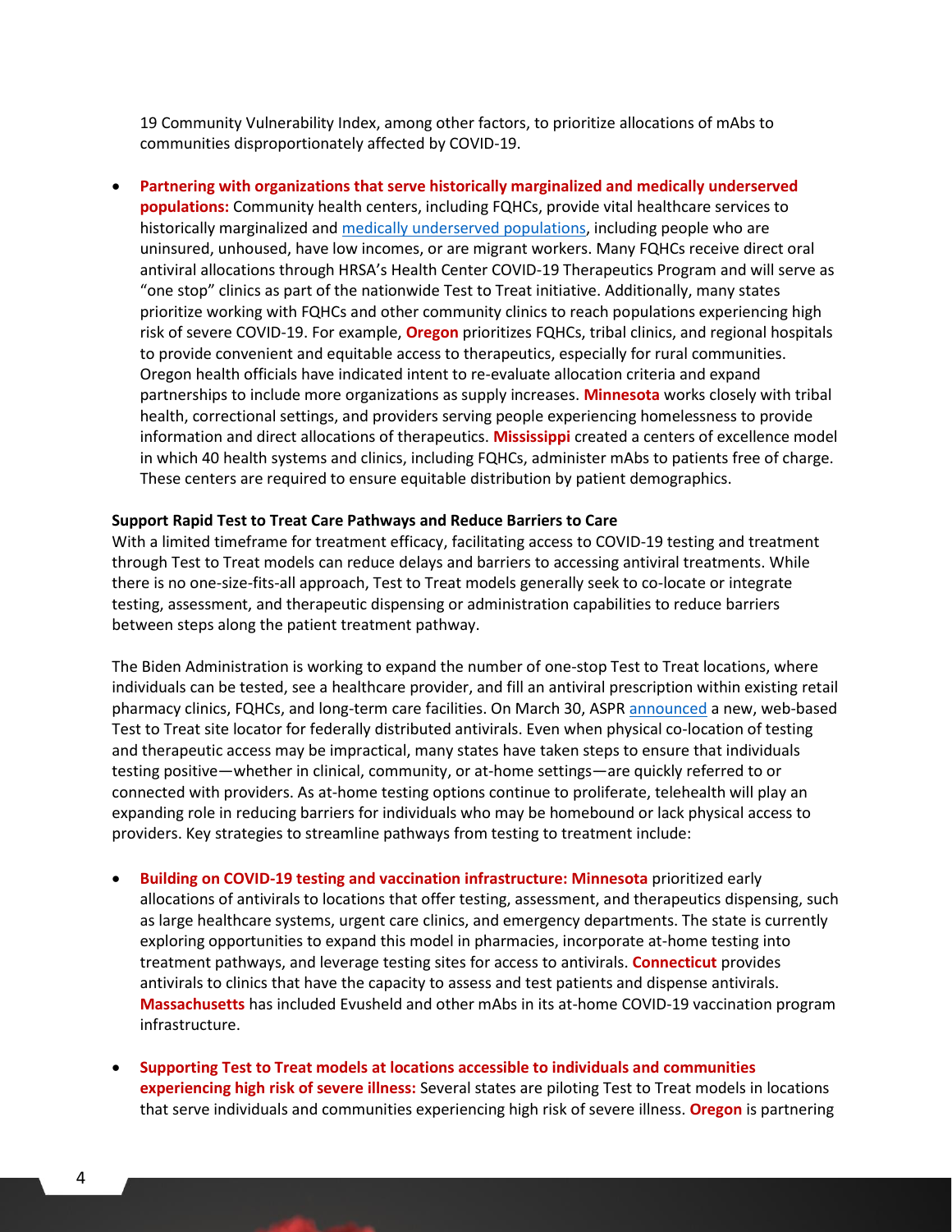19 Community Vulnerability Index, among other factors, to prioritize allocations of mAbs to communities disproportionately affected by COVID-19.

- **Partnering with organizations that serve historically marginalized and medically underserved populations:** Community health centers, including FQHCs, provide vital healthcare services to historically marginalized and medically underserved populations, including people who are uninsured, unhoused, have low incomes, or are migrant workers. Many FQHCs receive direct oral antiviral allocations through HRSA's Health Center COVID-19 Therapeutics Program and will serve as "one stop" clinics as part of the nationwide Test to Treat initiative. Additionally, many states prioritize working with FQHCs and other community clinics to reach populations experiencing high risk of severe COVID-19. For example, **Oregon** prioritizes FQHCs, tribal clinics, and regional hospitals to provide convenient and equitable access to therapeutics, especially for rural communities. Oregon health officials have indicated intent to re-evaluate allocation criteria and expand partnerships to include more organizations as supply increases. **Minnesota** works closely with tribal health, correctional settings, and providers serving people experiencing homelessness to provide information and direct allocations of therapeutics. **Mississippi** created a centers of excellence model in which 40 health systems and clinics, including FQHCs, administer mAbs to patients free of charge. These centers are required to ensure equitable distribution by patient demographics.

**Support Rapid Test to Treat Care Pathways and Reduce Barriers to Care**

With a limited timeframe for treatment efficacy, facilitating access to COVID-19 testing and treatment through Test to Treat models can reduce delays and barriers to accessing antiviral treatments. While there is no one-size-fits-all approach, Test to Treat models generally seek to co-locate or integrate testing, assessment, and therapeutic dispensing or administration capabilities to reduce barriers between steps along the patient treatment pathway.

The Biden Administration is working to expand the number of one-stop Test to Treat locations, where individuals can be tested, see a healthcare provider, and fill an antiviral prescription within existing retail pharmacy clinics, FQHCs, and long-term care facilities. On March 30, ASPR announced a new, web-based Test to Treat site locator for federally distributed antivirals. Even when physical co-location of testing and therapeutic access may be impractical, many states have taken steps to ensure that individuals testing positive—whether in clinical, community, or at-home settings—are quickly referred to or connected with providers. As at-home testing options continue to proliferate, telehealth will play an expanding role in reducing barriers for individuals who may be homebound or lack physical access to providers. Key strategies to streamline pathways from testing to treatment include:

- **Building on COVID-19 testing and vaccination infrastructure: Minnesota** prioritized early allocations of antivirals to locations that offer testing, assessment, and therapeutics dispensing, such as large healthcare systems, urgent care clinics, and emergency departments. The state is currently exploring opportunities to expand this model in pharmacies, incorporate at-home testing into treatment pathways, and leverage testing sites for access to antivirals. **Connecticut** provides antivirals to clinics that have the capacity to assess and test patients and dispense antivirals. **Massachusetts** has included Evusheld and other mAbs in its at-home COVID-19 vaccination program infrastructure.

- **Supporting Test to Treat models at locations accessible to individuals and communities experiencing high risk of severe illness:** Several states are piloting Test to Treat models in locations that serve individuals and communities experiencing high risk of severe illness. **Oregon** is partnering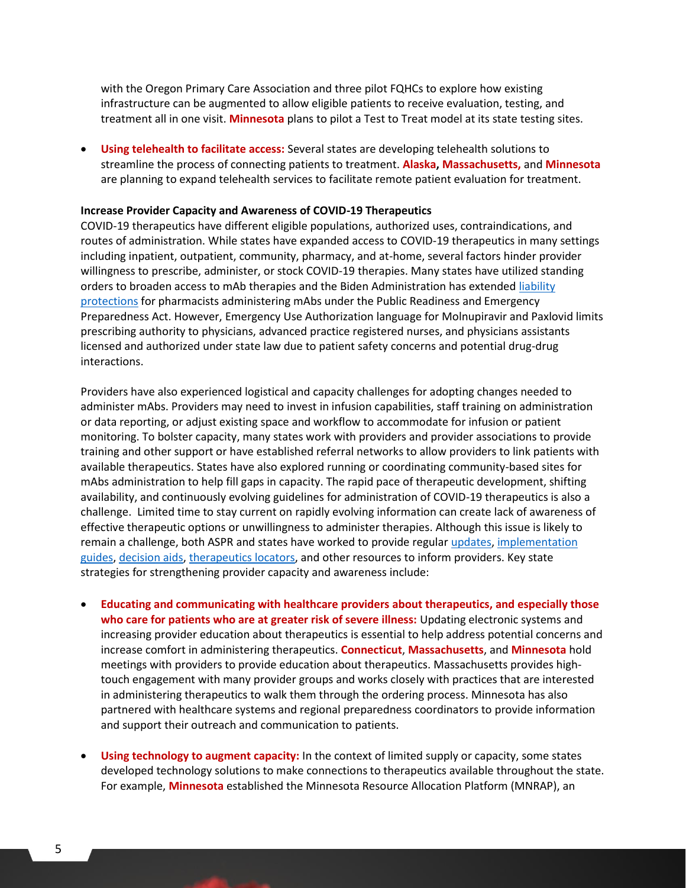with the Oregon Primary Care Association and three pilot FQHCs to explore how existing infrastructure can be augmented to allow eligible patients to receive evaluation, testing, and treatment all in one visit. **Minnesota** plans to pilot a Test to Treat model at its state testing sites.

- **Using telehealth to facilitate access:** Several states are developing telehealth solutions to streamline the process of connecting patients to treatment. **Alaska**, **Massachusetts,** and **Minnesota** are planning to expand telehealth services to facilitate remote patient evaluation for treatment.

**Increase Provider Capacity and Awareness of COVID-19 Therapeutics**

COVID-19 therapeutics have different eligible populations, authorized uses, contraindications, and routes of administration. While states have expanded access to COVID-19 therapeutics in many settings including inpatient, outpatient, community, pharmacy, and at-home, several factors hinder provider willingness to prescribe, administer, or stock COVID-19 therapies. Many states have utilized standing orders to broaden access to mAb therapies and the Biden Administration has extended liability protections for pharmacists administering mAbs under the Public Readiness and Emergency Preparedness Act. However, Emergency Use Authorization language for Molnupiravir and Paxlovid limits prescribing authority to physicians, advanced practice registered nurses, and physicians assistants licensed and authorized under state law due to patient safety concerns and potential drug-drug interactions.

Providers have also experienced logistical and capacity challenges for adopting changes needed to administer mAbs. Providers may need to invest in infusion capabilities, staff training on administration or data reporting, or adjust existing space and workflow to accommodate for infusion or patient monitoring. To bolster capacity, many states work with providers and provider associations to provide training and other support or have established referral networks to allow providers to link patients with available therapeutics. States have also explored running or coordinating community-based sites for mAbs administration to help fill gaps in capacity. The rapid pace of therapeutic development, shifting availability, and continuously evolving guidelines for administration of COVID-19 therapeutics is also a challenge. Limited time to stay current on rapidly evolving information can create lack of awareness of effective therapeutic options or unwillingness to administer therapies. Although this issue is likely to remain a challenge, both ASPR and states have worked to provide regular updates, implementation guides, decision aids, therapeutics locators, and other resources to inform providers. Key state strategies for strengthening provider capacity and awareness include:

- **Educating and communicating with healthcare providers about therapeutics, and especially those who care for patients who are at greater risk of severe illness:** Updating electronic systems and increasing provider education about therapeutics is essential to help address potential concerns and increase comfort in administering therapeutics. **Connecticut**, **Massachusetts**, and **Minnesota** hold meetings with providers to provide education about therapeutics. Massachusetts provides high-touch engagement with many provider groups and works closely with practices that are interested in administering therapeutics to walk them through the ordering process. Minnesota has also partnered with healthcare systems and regional preparedness coordinators to provide information and support their outreach and communication to patients.

- **Using technology to augment capacity:** In the context of limited supply or capacity, some states developed technology solutions to make connections to therapeutics available throughout the state. For example, **Minnesota** established the Minnesota Resource Allocation Platform (MNRAP), an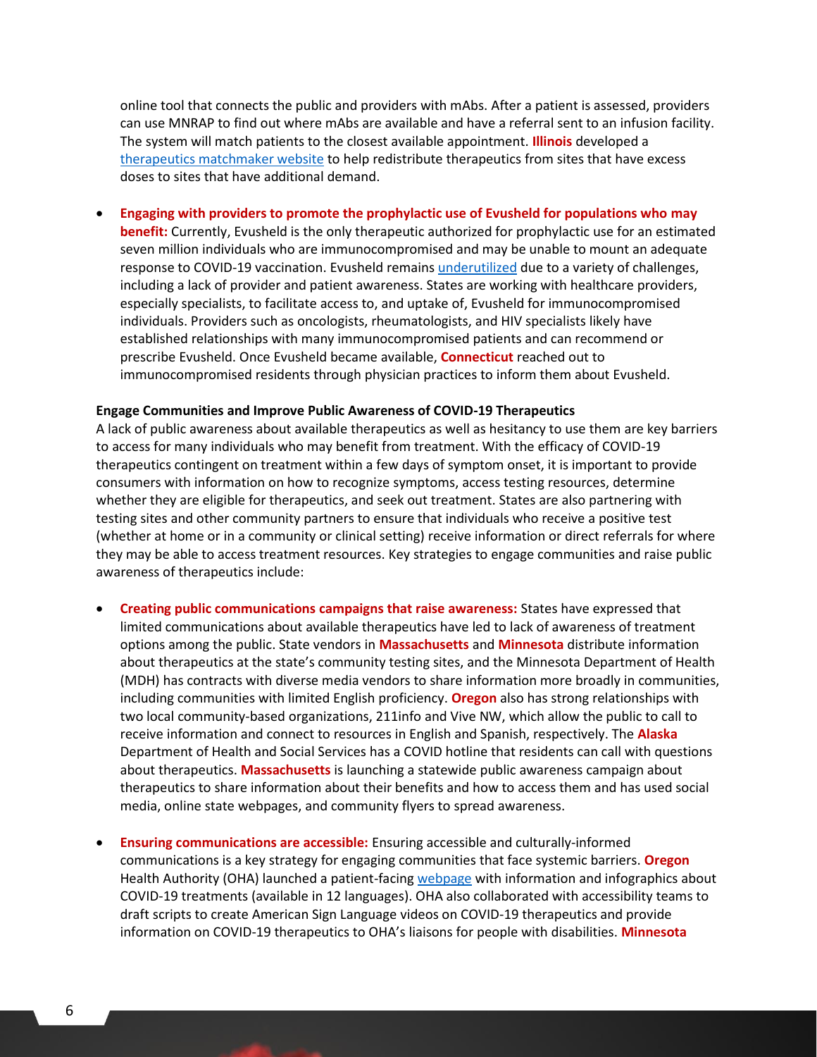online tool that connects the public and providers with mAbs. After a patient is assessed, providers can use MNRAP to find out where mAbs are available and have a referral sent to an infusion facility. The system will match patients to the closest available appointment. **Illinois** developed a [therapeutics matchmaker website](#) to help redistribute therapeutics from sites that have excess doses to sites that have additional demand.

- **Engaging with providers to promote the prophylactic use of Evusheld for populations who may benefit:** Currently, Evusheld is the only therapeutic authorized for prophylactic use for an estimated seven million individuals who are immunocompromised and may be unable to mount an adequate response to COVID-19 vaccination. Evusheld remains [underutilized](#) due to a variety of challenges, including a lack of provider and patient awareness. States are working with healthcare providers, especially specialists, to facilitate access to, and uptake of, Evusheld for immunocompromised individuals. Providers such as oncologists, rheumatologists, and HIV specialists likely have established relationships with many immunocompromised patients and can recommend or prescribe Evusheld. Once Evusheld became available, **Connecticut** reached out to immunocompromised residents through physician practices to inform them about Evusheld.

**Engage Communities and Improve Public Awareness of COVID-19 Therapeutics**

A lack of public awareness about available therapeutics as well as hesitancy to use them are key barriers to access for many individuals who may benefit from treatment. With the efficacy of COVID-19 therapeutics contingent on treatment within a few days of symptom onset, it is important to provide consumers with information on how to recognize symptoms, access testing resources, determine whether they are eligible for therapeutics, and seek out treatment. States are also partnering with testing sites and other community partners to ensure that individuals who receive a positive test (whether at home or in a community or clinical setting) receive information or direct referrals for where they may be able to access treatment resources. Key strategies to engage communities and raise public awareness of therapeutics include:

- **Creating public communications campaigns that raise awareness:** States have expressed that limited communications about available therapeutics have led to lack of awareness of treatment options among the public. State vendors in **Massachusetts** and **Minnesota** distribute information about therapeutics at the state's community testing sites, and the Minnesota Department of Health (MDH) has contracts with diverse media vendors to share information more broadly in communities, including communities with limited English proficiency. **Oregon** also has strong relationships with two local community-based organizations, 211info and Vive NW, which allow the public to call to receive information and connect to resources in English and Spanish, respectively. The **Alaska** Department of Health and Social Services has a COVID hotline that residents can call with questions about therapeutics. **Massachusetts** is launching a statewide public awareness campaign about therapeutics to share information about their benefits and how to access them and has used social media, online state webpages, and community flyers to spread awareness.

- **Ensuring communications are accessible:** Ensuring accessible and culturally-informed communications is a key strategy for engaging communities that face systemic barriers. **Oregon** Health Authority (OHA) launched a patient-facing [webpage](#) with information and infographics about COVID-19 treatments (available in 12 languages). OHA also collaborated with accessibility teams to draft scripts to create American Sign Language videos on COVID-19 therapeutics and provide information on COVID-19 therapeutics to OHA's liaisons for people with disabilities. **Minnesota**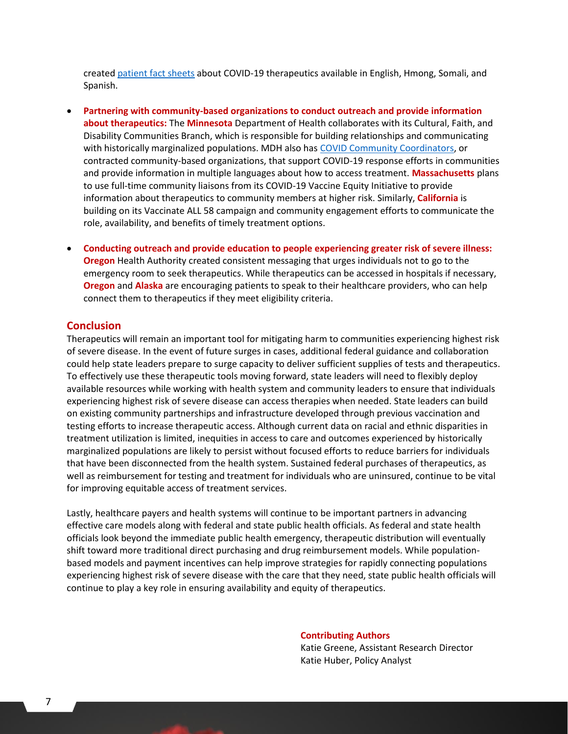created patient fact sheets about COVID-19 therapeutics available in English, Hmong, Somali, and Spanish.

- **Partnering with community-based organizations to conduct outreach and provide information about therapeutics:** The **Minnesota** Department of Health collaborates with its Cultural, Faith, and Disability Communities Branch, which is responsible for building relationships and communicating with historically marginalized populations. MDH also has COVID Community Coordinators, or contracted community-based organizations, that support COVID-19 response efforts in communities and provide information in multiple languages about how to access treatment. **Massachusetts** plans to use full-time community liaisons from its COVID-19 Vaccine Equity Initiative to provide information about therapeutics to community members at higher risk. Similarly, **California** is building on its Vaccinate ALL 58 campaign and community engagement efforts to communicate the role, availability, and benefits of timely treatment options.

- **Conducting outreach and provide education to people experiencing greater risk of severe illness:** **Oregon** Health Authority created consistent messaging that urges individuals not to go to the emergency room to seek therapeutics. While therapeutics can be accessed in hospitals if necessary, **Oregon** and **Alaska** are encouraging patients to speak to their healthcare providers, who can help connect them to therapeutics if they meet eligibility criteria.

## Conclusion

Therapeutics will remain an important tool for mitigating harm to communities experiencing highest risk of severe disease. In the event of future surges in cases, additional federal guidance and collaboration could help state leaders prepare to surge capacity to deliver sufficient supplies of tests and therapeutics. To effectively use these therapeutic tools moving forward, state leaders will need to flexibly deploy available resources while working with health system and community leaders to ensure that individuals experiencing highest risk of severe disease can access therapies when needed. State leaders can build on existing community partnerships and infrastructure developed through previous vaccination and testing efforts to increase therapeutic access. Although current data on racial and ethnic disparities in treatment utilization is limited, inequities in access to care and outcomes experienced by historically marginalized populations are likely to persist without focused efforts to reduce barriers for individuals that have been disconnected from the health system. Sustained federal purchases of therapeutics, as well as reimbursement for testing and treatment for individuals who are uninsured, continue to be vital for improving equitable access of treatment services.

Lastly, healthcare payers and health systems will continue to be important partners in advancing effective care models along with federal and state public health officials. As federal and state health officials look beyond the immediate public health emergency, therapeutic distribution will eventually shift toward more traditional direct purchasing and drug reimbursement models. While population-based models and payment incentives can help improve strategies for rapidly connecting populations experiencing highest risk of severe disease with the care that they need, state public health officials will continue to play a key role in ensuring availability and equity of therapeutics.

**Contributing Authors**
Katie Greene, Assistant Research Director
Katie Huber, Policy Analyst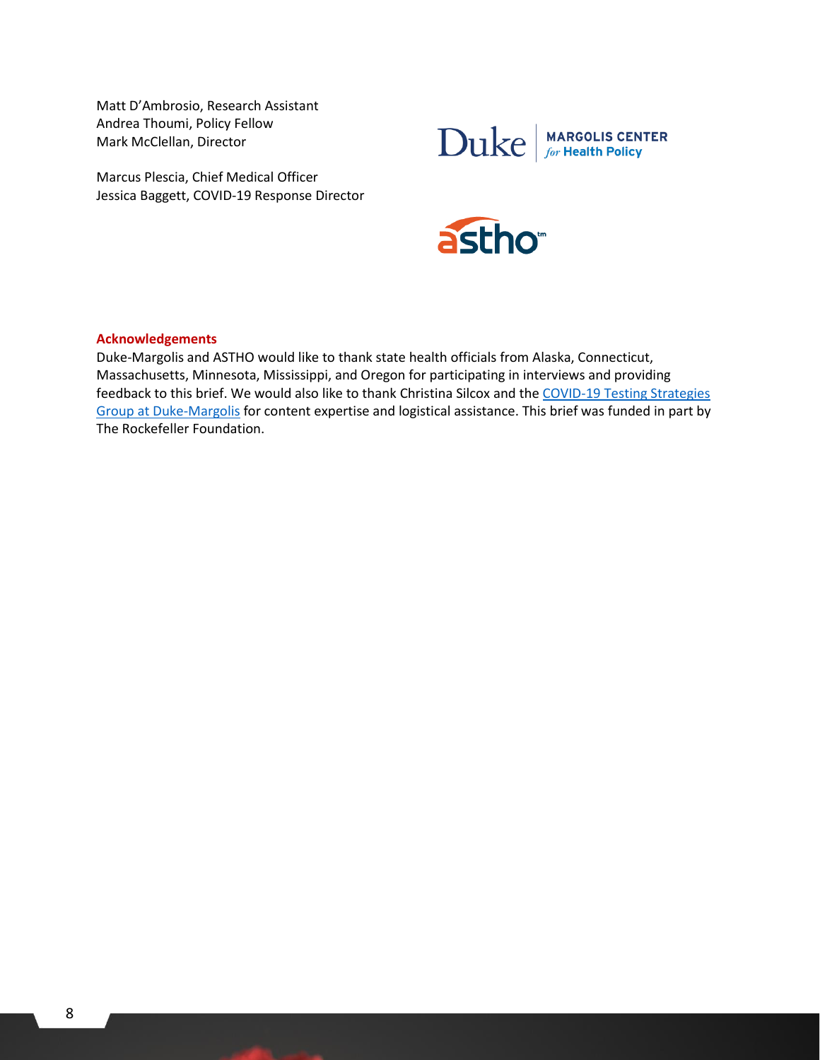Matt D'Ambrosio, Research Assistant
Andrea Thoumi, Policy Fellow
Mark McClellan, Director

Marcus Plescia, Chief Medical Officer
Jessica Baggett, COVID-19 Response Director

### Acknowledgements

Duke-Margolis and ASTHO would like to thank state health officials from Alaska, Connecticut, Massachusetts, Minnesota, Mississippi, and Oregon for participating in interviews and providing feedback to this brief. We would also like to thank Christina Silcox and the COVID-19 Testing Strategies Group at Duke-Margolis for content expertise and logistical assistance. This brief was funded in part by The Rockefeller Foundation.